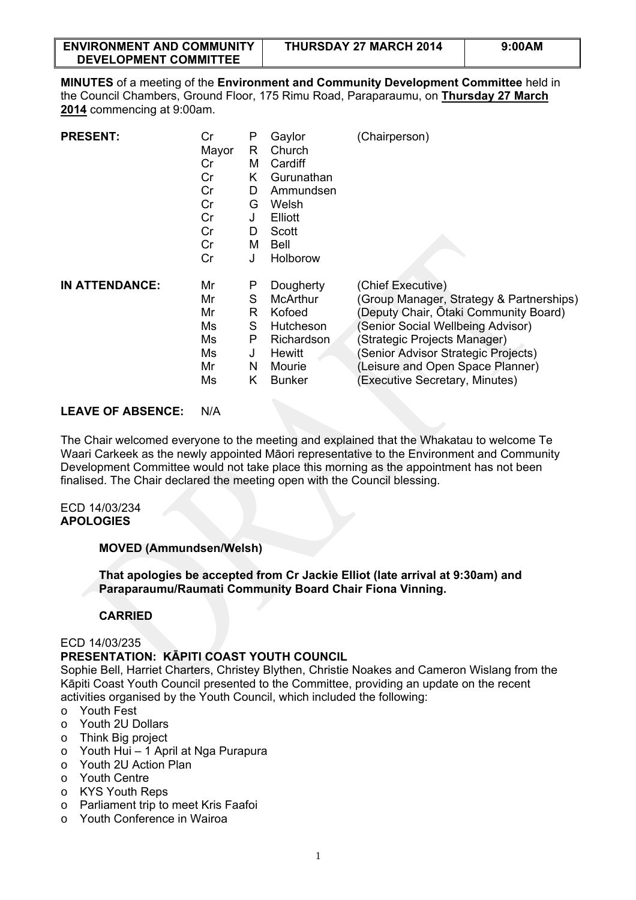| ENVIRONMENT AND COMMUNITY DEVELOPMENT COMMITTEE | THURSDAY 27 MARCH 2014 | 9:00AM |
|---|---|---|

**MINUTES** of a meeting of the **Environment and Community Development Committee** held in the Council Chambers, Ground Floor, 175 Rimu Road, Paraparaumu, on **Thursday 27 March 2014** commencing at 9:00am.

| **PRESENT:** | | | | |
|---|---|---|---|---|
| | Cr | P | Gaylor | (Chairperson) |
| | Mayor | R | Church | |
| | Cr | M | Cardiff | |
| | Cr | K | Gurunathan | |
| | Cr | D | Ammundsen | |
| | Cr | G | Welsh | |
| | Cr | J | Elliott | |
| | Cr | D | Scott | |
| | Cr | M | Bell | |
| | Cr | J | Holborow | |

| **IN ATTENDANCE:** | | | | |
|---|---|---|---|---|
| | Mr | P | Dougherty | (Chief Executive) |
| | Mr | S | McArthur | (Group Manager, Strategy & Partnerships) |
| | Mr | R | Kofoed | (Deputy Chair, Ōtaki Community Board) |
| | Ms | S | Hutcheson | (Senior Social Wellbeing Advisor) |
| | Ms | P | Richardson | (Strategic Projects Manager) |
| | Ms | J | Hewitt | (Senior Advisor Strategic Projects) |
| | Mr | N | Mourie | (Leisure and Open Space Planner) |
| | Ms | K | Bunker | (Executive Secretary, Minutes) |

**LEAVE OF ABSENCE:** N/A

The Chair welcomed everyone to the meeting and explained that the Whakatau to welcome Te Waari Carkeek as the newly appointed Māori representative to the Environment and Community Development Committee would not take place this morning as the appointment has not been finalised. The Chair declared the meeting open with the Council blessing.

ECD 14/03/234
**APOLOGIES**

**MOVED (Ammundsen/Welsh)**

**That apologies be accepted from Cr Jackie Elliot (late arrival at 9:30am) and Paraparaumu/Raumati Community Board Chair Fiona Vinning.**

**CARRIED**

ECD 14/03/235
**PRESENTATION: KĀPITI COAST YOUTH COUNCIL**

Sophie Bell, Harriet Charters, Christey Blythen, Christie Noakes and Cameron Wislang from the Kāpiti Coast Youth Council presented to the Committee, providing an update on the recent activities organised by the Youth Council, which included the following:

- Youth Fest
- Youth 2U Dollars
- Think Big project
- Youth Hui – 1 April at Nga Purapura
- Youth 2U Action Plan
- Youth Centre
- KYS Youth Reps
- Parliament trip to meet Kris Faafoi
- Youth Conference in Wairoa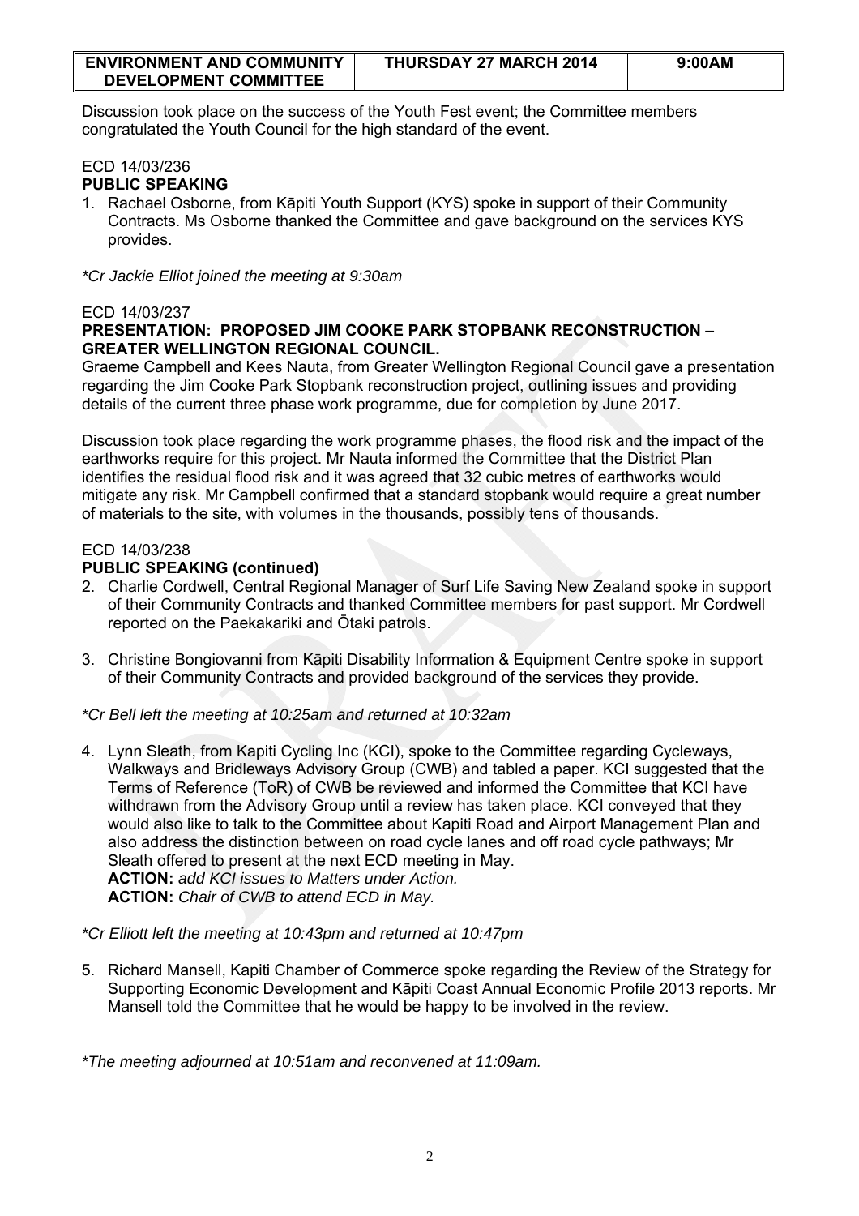Discussion took place on the success of the Youth Fest event; the Committee members congratulated the Youth Council for the high standard of the event.

ECD 14/03/236

**PUBLIC SPEAKING**

1. Rachael Osborne, from Kāpiti Youth Support (KYS) spoke in support of their Community Contracts. Ms Osborne thanked the Committee and gave background on the services KYS provides.

*\*Cr Jackie Elliot joined the meeting at 9:30am*

ECD 14/03/237

**PRESENTATION: PROPOSED JIM COOKE PARK STOPBANK RECONSTRUCTION – GREATER WELLINGTON REGIONAL COUNCIL.**

Graeme Campbell and Kees Nauta, from Greater Wellington Regional Council gave a presentation regarding the Jim Cooke Park Stopbank reconstruction project, outlining issues and providing details of the current three phase work programme, due for completion by June 2017.

Discussion took place regarding the work programme phases, the flood risk and the impact of the earthworks require for this project. Mr Nauta informed the Committee that the District Plan identifies the residual flood risk and it was agreed that 32 cubic metres of earthworks would mitigate any risk. Mr Campbell confirmed that a standard stopbank would require a great number of materials to the site, with volumes in the thousands, possibly tens of thousands.

ECD 14/03/238

**PUBLIC SPEAKING (continued)**

2. Charlie Cordwell, Central Regional Manager of Surf Life Saving New Zealand spoke in support of their Community Contracts and thanked Committee members for past support. Mr Cordwell reported on the Paekakariki and Ōtaki patrols.

3. Christine Bongiovanni from Kāpiti Disability Information & Equipment Centre spoke in support of their Community Contracts and provided background of the services they provide.

*\*Cr Bell left the meeting at 10:25am and returned at 10:32am*

4. Lynn Sleath, from Kapiti Cycling Inc (KCI), spoke to the Committee regarding Cycleways, Walkways and Bridleways Advisory Group (CWB) and tabled a paper. KCI suggested that the Terms of Reference (ToR) of CWB be reviewed and informed the Committee that KCI have withdrawn from the Advisory Group until a review has taken place. KCI conveyed that they would also like to talk to the Committee about Kapiti Road and Airport Management Plan and also address the distinction between on road cycle lanes and off road cycle pathways; Mr Sleath offered to present at the next ECD meeting in May.
   **ACTION:** *add KCI issues to Matters under Action.*
   **ACTION:** *Chair of CWB to attend ECD in May.*

*\*Cr Elliott left the meeting at 10:43pm and returned at 10:47pm*

5. Richard Mansell, Kapiti Chamber of Commerce spoke regarding the Review of the Strategy for Supporting Economic Development and Kāpiti Coast Annual Economic Profile 2013 reports. Mr Mansell told the Committee that he would be happy to be involved in the review.

*\*The meeting adjourned at 10:51am and reconvened at 11:09am.*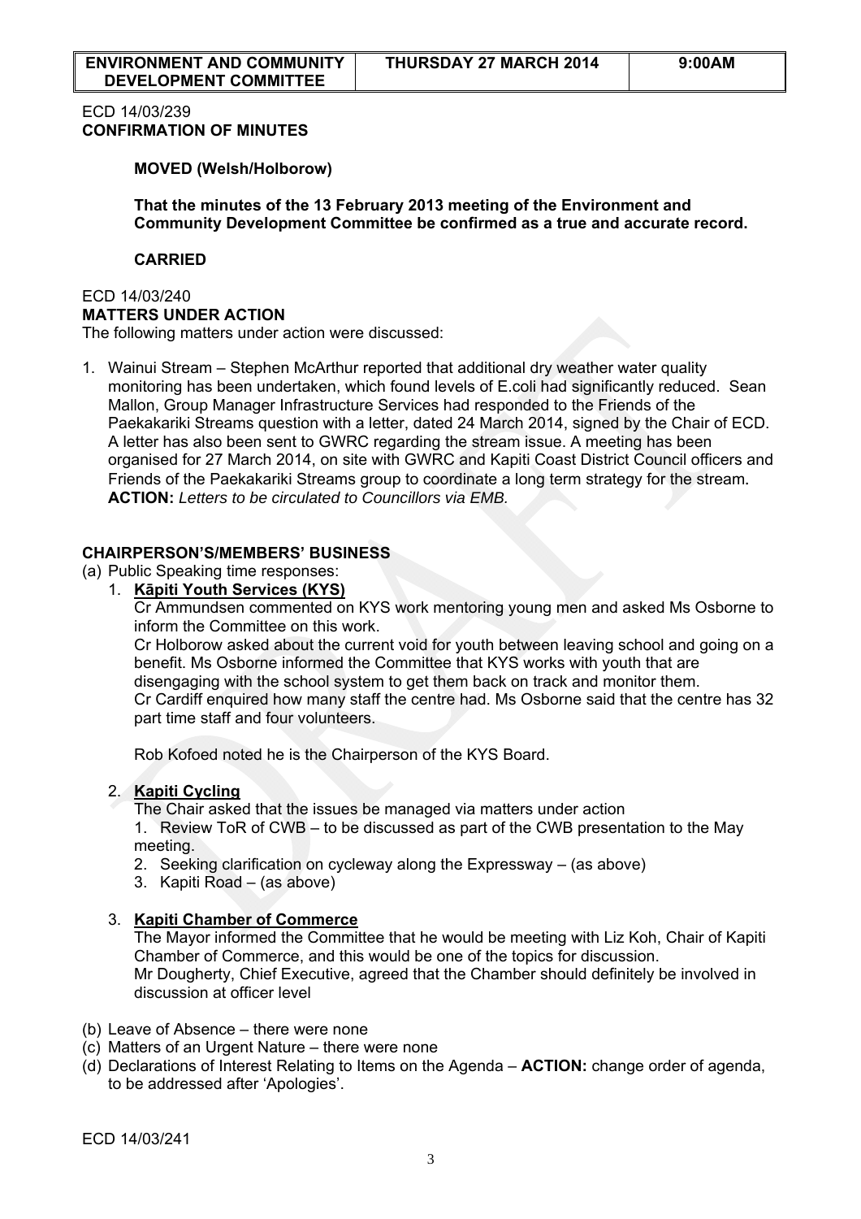| ENVIRONMENT AND COMMUNITY DEVELOPMENT COMMITTEE | THURSDAY 27 MARCH 2014 | 9:00AM |
|---|---|---|

ECD 14/03/239
**CONFIRMATION OF MINUTES**

**MOVED (Welsh/Holborow)**

**That the minutes of the 13 February 2013 meeting of the Environment and Community Development Committee be confirmed as a true and accurate record.**

**CARRIED**

ECD 14/03/240
**MATTERS UNDER ACTION**
The following matters under action were discussed:

1. Wainui Stream – Stephen McArthur reported that additional dry weather water quality monitoring has been undertaken, which found levels of E.coli had significantly reduced. Sean Mallon, Group Manager Infrastructure Services had responded to the Friends of the Paekakariki Streams question with a letter, dated 24 March 2014, signed by the Chair of ECD. A letter has also been sent to GWRC regarding the stream issue. A meeting has been organised for 27 March 2014, on site with GWRC and Kapiti Coast District Council officers and Friends of the Paekakariki Streams group to coordinate a long term strategy for the stream. **ACTION:** *Letters to be circulated to Councillors via EMB.*

**CHAIRPERSON'S/MEMBERS' BUSINESS**

(a) Public Speaking time responses:

1. **Kāpiti Youth Services (KYS)**
   Cr Ammundsen commented on KYS work mentoring young men and asked Ms Osborne to inform the Committee on this work.
   Cr Holborow asked about the current void for youth between leaving school and going on a benefit. Ms Osborne informed the Committee that KYS works with youth that are disengaging with the school system to get them back on track and monitor them.
   Cr Cardiff enquired how many staff the centre had. Ms Osborne said that the centre has 32 part time staff and four volunteers.

   Rob Kofoed noted he is the Chairperson of the KYS Board.

2. **Kapiti Cycling**
   The Chair asked that the issues be managed via matters under action
   1. Review ToR of CWB – to be discussed as part of the CWB presentation to the May meeting.
   2. Seeking clarification on cycleway along the Expressway – (as above)
   3. Kapiti Road – (as above)

3. **Kapiti Chamber of Commerce**
   The Mayor informed the Committee that he would be meeting with Liz Koh, Chair of Kapiti Chamber of Commerce, and this would be one of the topics for discussion.
   Mr Dougherty, Chief Executive, agreed that the Chamber should definitely be involved in discussion at officer level

(b) Leave of Absence – there were none
(c) Matters of an Urgent Nature – there were none
(d) Declarations of Interest Relating to Items on the Agenda – **ACTION:** change order of agenda, to be addressed after 'Apologies'.

ECD 14/03/241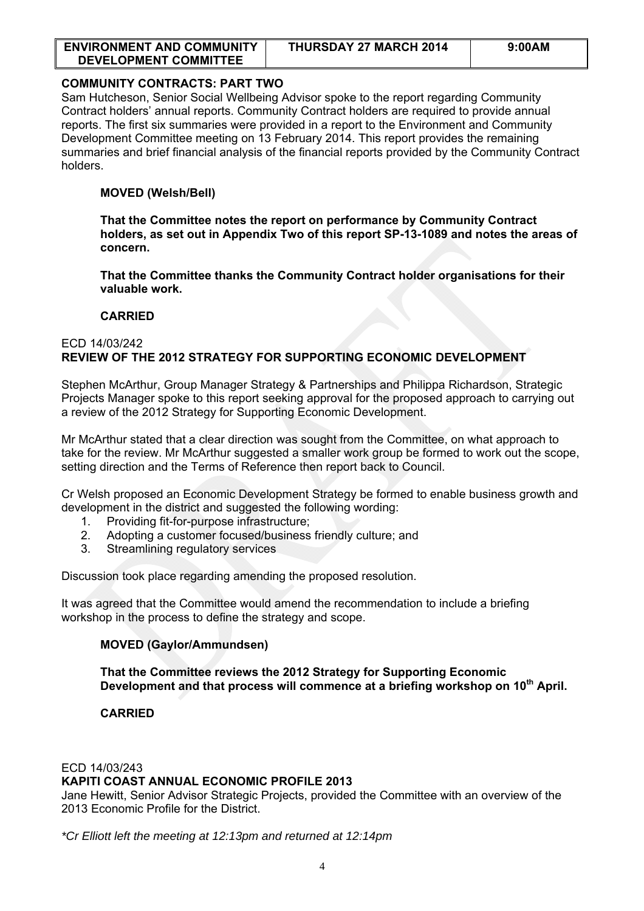| ENVIRONMENT AND COMMUNITY DEVELOPMENT COMMITTEE | THURSDAY 27 MARCH 2014 | 9:00AM |
|---|---|---|

**COMMUNITY CONTRACTS: PART TWO**

Sam Hutcheson, Senior Social Wellbeing Advisor spoke to the report regarding Community Contract holders' annual reports. Community Contract holders are required to provide annual reports. The first six summaries were provided in a report to the Environment and Community Development Committee meeting on 13 February 2014. This report provides the remaining summaries and brief financial analysis of the financial reports provided by the Community Contract holders.

**MOVED (Welsh/Bell)**

**That the Committee notes the report on performance by Community Contract holders, as set out in Appendix Two of this report SP-13-1089 and notes the areas of concern.**

**That the Committee thanks the Community Contract holder organisations for their valuable work.**

**CARRIED**

ECD 14/03/242

**REVIEW OF THE 2012 STRATEGY FOR SUPPORTING ECONOMIC DEVELOPMENT**

Stephen McArthur, Group Manager Strategy & Partnerships and Philippa Richardson, Strategic Projects Manager spoke to this report seeking approval for the proposed approach to carrying out a review of the 2012 Strategy for Supporting Economic Development.

Mr McArthur stated that a clear direction was sought from the Committee, on what approach to take for the review. Mr McArthur suggested a smaller work group be formed to work out the scope, setting direction and the Terms of Reference then report back to Council.

Cr Welsh proposed an Economic Development Strategy be formed to enable business growth and development in the district and suggested the following wording:

1. Providing fit-for-purpose infrastructure;
2. Adopting a customer focused/business friendly culture; and
3. Streamlining regulatory services

Discussion took place regarding amending the proposed resolution.

It was agreed that the Committee would amend the recommendation to include a briefing workshop in the process to define the strategy and scope.

**MOVED (Gaylor/Ammundsen)**

**That the Committee reviews the 2012 Strategy for Supporting Economic Development and that process will commence at a briefing workshop on 10th April.**

**CARRIED**

ECD 14/03/243

**KAPITI COAST ANNUAL ECONOMIC PROFILE 2013**

Jane Hewitt, Senior Advisor Strategic Projects, provided the Committee with an overview of the 2013 Economic Profile for the District.

*\*Cr Elliott left the meeting at 12:13pm and returned at 12:14pm*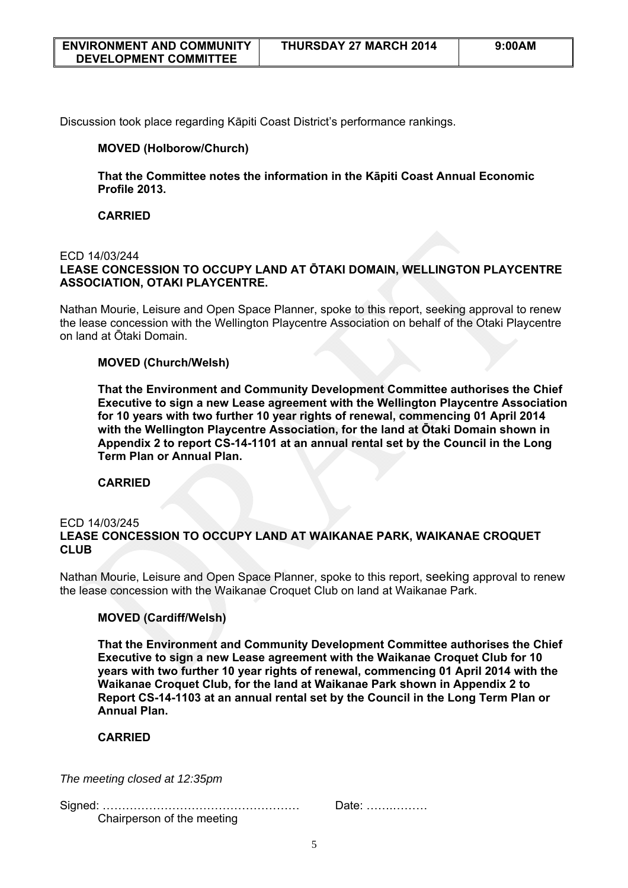Discussion took place regarding Kāpiti Coast District's performance rankings.

**MOVED (Holborow/Church)**

**That the Committee notes the information in the Kāpiti Coast Annual Economic Profile 2013.**

**CARRIED**

ECD 14/03/244
**LEASE CONCESSION TO OCCUPY LAND AT ŌTAKI DOMAIN, WELLINGTON PLAYCENTRE ASSOCIATION, OTAKI PLAYCENTRE.**

Nathan Mourie, Leisure and Open Space Planner, spoke to this report, seeking approval to renew the lease concession with the Wellington Playcentre Association on behalf of the Otaki Playcentre on land at Ōtaki Domain.

**MOVED (Church/Welsh)**

**That the Environment and Community Development Committee authorises the Chief Executive to sign a new Lease agreement with the Wellington Playcentre Association for 10 years with two further 10 year rights of renewal, commencing 01 April 2014 with the Wellington Playcentre Association, for the land at Ōtaki Domain shown in Appendix 2 to report CS-14-1101 at an annual rental set by the Council in the Long Term Plan or Annual Plan.**

**CARRIED**

ECD 14/03/245
**LEASE CONCESSION TO OCCUPY LAND AT WAIKANAE PARK, WAIKANAE CROQUET CLUB**

Nathan Mourie, Leisure and Open Space Planner, spoke to this report, seeking approval to renew the lease concession with the Waikanae Croquet Club on land at Waikanae Park.

**MOVED (Cardiff/Welsh)**

**That the Environment and Community Development Committee authorises the Chief Executive to sign a new Lease agreement with the Waikanae Croquet Club for 10 years with two further 10 year rights of renewal, commencing 01 April 2014 with the Waikanae Croquet Club, for the land at Waikanae Park shown in Appendix 2 to Report CS-14-1103 at an annual rental set by the Council in the Long Term Plan or Annual Plan.**

**CARRIED**

*The meeting closed at 12:35pm*

Signed: …………………………………………… Date: ……………
Chairperson of the meeting